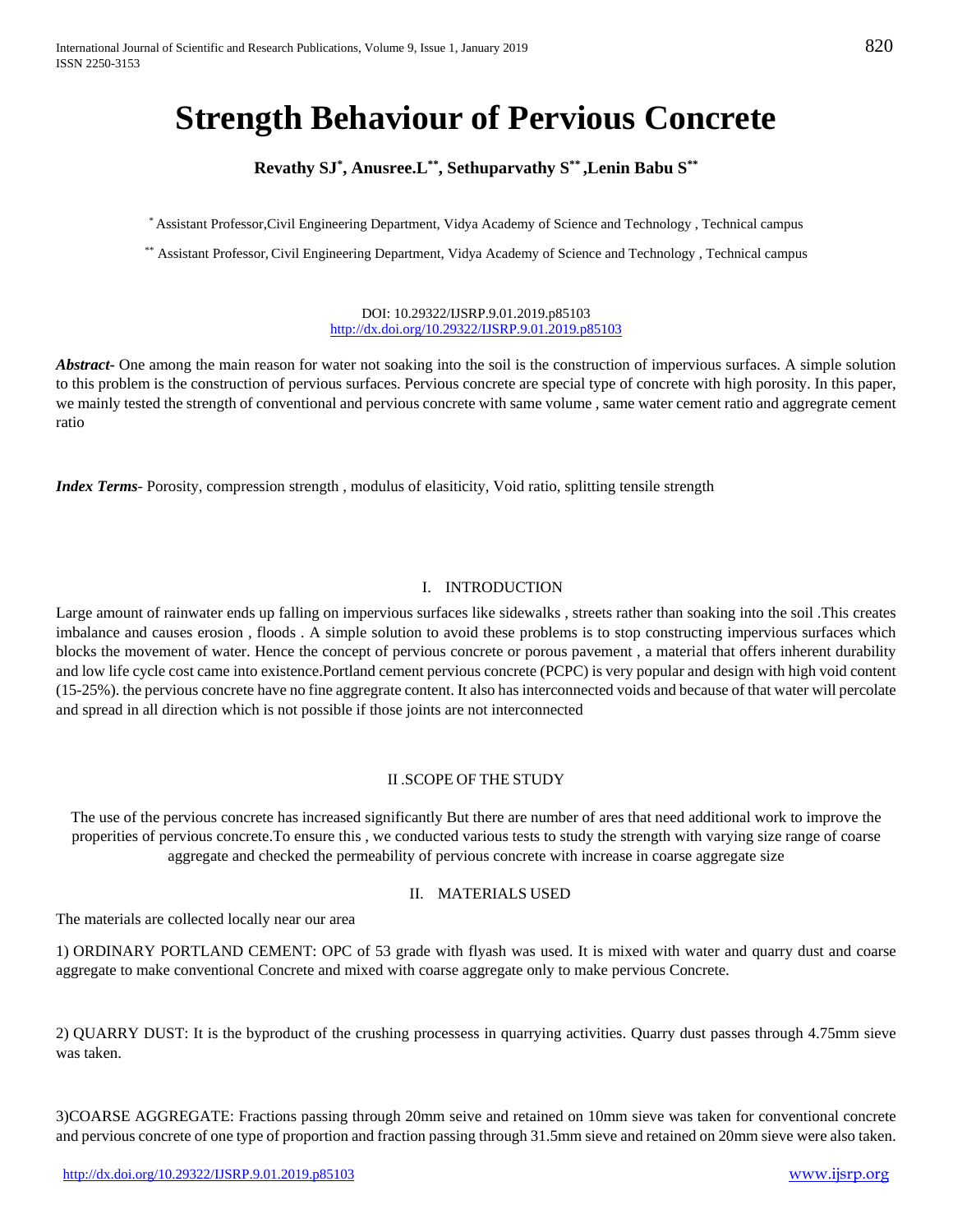# Strength Behaviour of Pervious Concrete

**Revathy SJ[*], Anusree.L[**], Sethuparvathy S[**] ,Lenin Babu S[**]**

[*] Assistant Professor,Civil Engineering Department, Vidya Academy of Science and Technology , Technical campus

[**] Assistant Professor, Civil Engineering Department, Vidya Academy of Science and Technology , Technical campus

DOI: 10.29322/IJSRP.9.01.2019.p85103
http://dx.doi.org/10.29322/IJSRP.9.01.2019.p85103

***Abstract***- One among the main reason for water not soaking into the soil is the construction of impervious surfaces. A simple solution to this problem is the construction of pervious surfaces. Pervious concrete are special type of concrete with high porosity. In this paper, we mainly tested the strength of conventional and pervious concrete with same volume , same water cement ratio and aggregate cement ratio

***Index Terms***- Porosity, compression strength , modulus of elasiticity, Void ratio, splitting tensile strength

## I. INTRODUCTION

Large amount of rainwater ends up falling on impervious surfaces like sidewalks , streets rather than soaking into the soil .This creates imbalance and causes erosion , floods . A simple solution to avoid these problems is to stop constructing impervious surfaces which blocks the movement of water. Hence the concept of pervious concrete or porous pavement , a material that offers inherent durability and low life cycle cost came into existence.Portland cement pervious concrete (PCPC) is very popular and design with high void content (15-25%). the pervious concrete have no fine aggregrate content. It also has interconnected voids and because of that water will percolate and spread in all direction which is not possible if those joints are not interconnected

## II .SCOPE OF THE STUDY

The use of the pervious concrete has increased significantly But there are number of ares that need additional work to improve the properities of pervious concrete.To ensure this , we conducted various tests to study the strength with varying size range of coarse aggregate and checked the permeability of pervious concrete with increase in coarse aggregate size

## II. MATERIALS USED

The materials are collected locally near our area

1) ORDINARY PORTLAND CEMENT: OPC of 53 grade with flyash was used. It is mixed with water and quarry dust and coarse aggregate to make conventional Concrete and mixed with coarse aggregate only to make pervious Concrete.

2) QUARRY DUST: It is the byproduct of the crushing processess in quarrying activities. Quarry dust passes through 4.75mm sieve was taken.

3)COARSE AGGREGATE: Fractions passing through 20mm seive and retained on 10mm sieve was taken for conventional concrete and pervious concrete of one type of proportion and fraction passing through 31.5mm sieve and retained on 20mm sieve were also taken.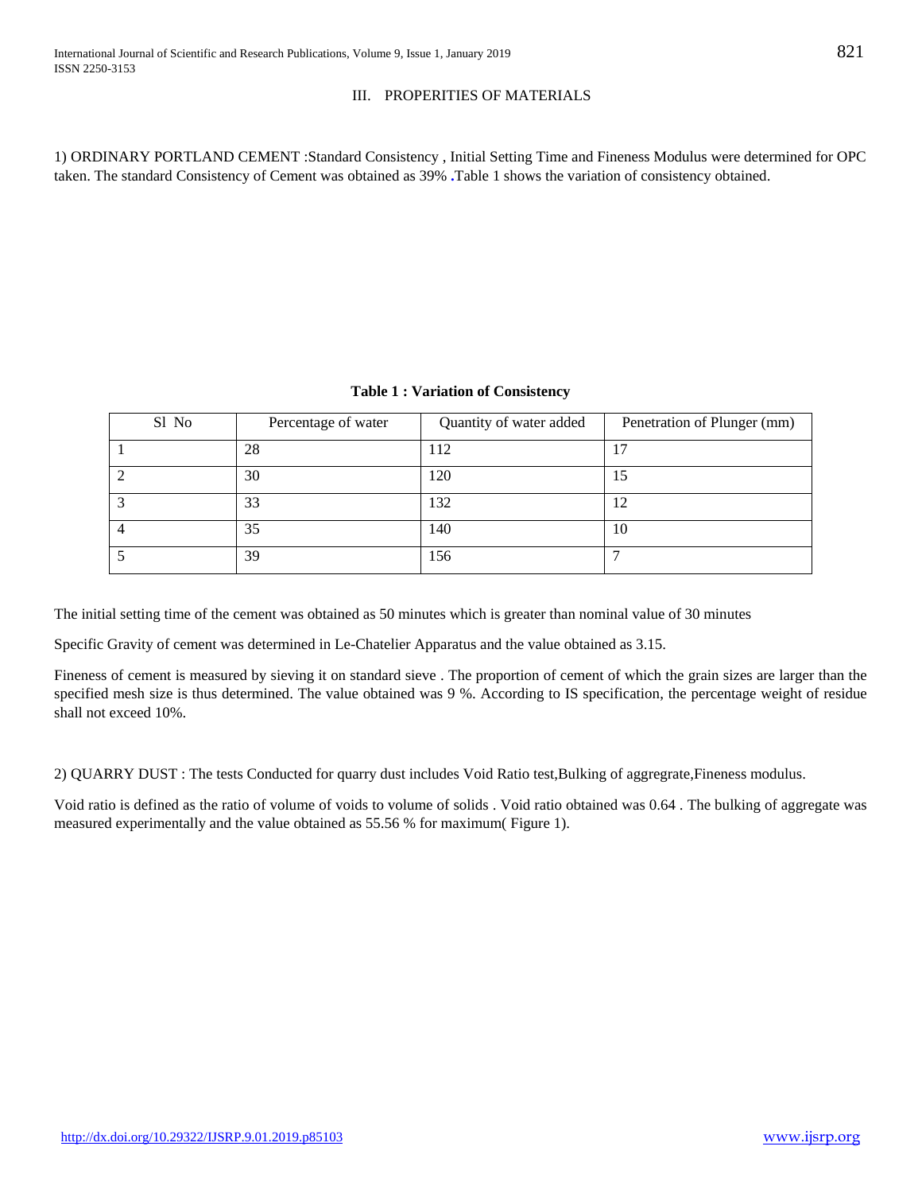## III. PROPERITIES OF MATERIALS

1) ORDINARY PORTLAND CEMENT :Standard Consistency , Initial Setting Time and Fineness Modulus were determined for OPC taken. The standard Consistency of Cement was obtained as 39% .Table 1 shows the variation of consistency obtained.

**Table 1 : Variation of Consistency**

| Sl No | Percentage of water | Quantity of water added | Penetration of Plunger (mm) |
|---|---|---|---|
| 1 | 28 | 112 | 17 |
| 2 | 30 | 120 | 15 |
| 3 | 33 | 132 | 12 |
| 4 | 35 | 140 | 10 |
| 5 | 39 | 156 | 7 |

The initial setting time of the cement was obtained as 50 minutes which is greater than nominal value of 30 minutes

Specific Gravity of cement was determined in Le-Chatelier Apparatus and the value obtained as 3.15.

Fineness of cement is measured by sieving it on standard sieve . The proportion of cement of which the grain sizes are larger than the specified mesh size is thus determined. The value obtained was 9 %. According to IS specification, the percentage weight of residue shall not exceed 10%.

2) QUARRY DUST : The tests Conducted for quarry dust includes Void Ratio test,Bulking of aggregrate,Fineness modulus.

Void ratio is defined as the ratio of volume of voids to volume of solids . Void ratio obtained was 0.64 . The bulking of aggregate was measured experimentally and the value obtained as 55.56 % for maximum( Figure 1).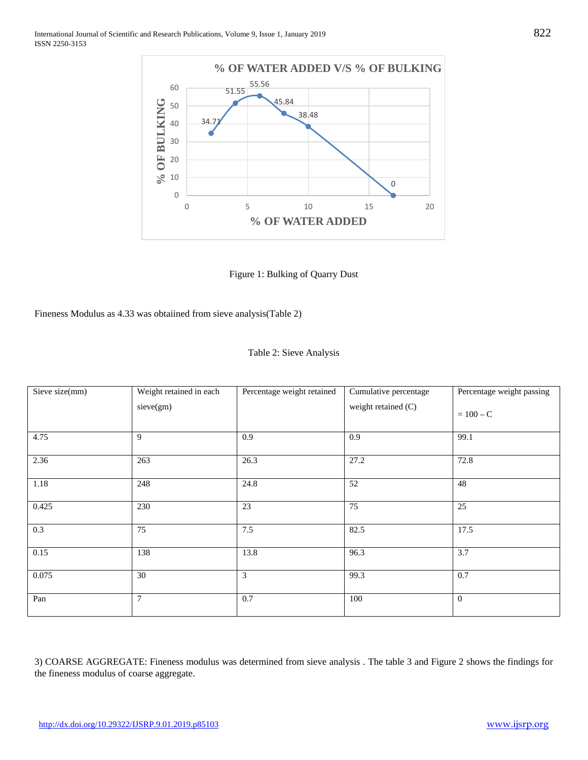Figure 1: Bulking of Quarry Dust

Fineness Modulus as 4.33 was obtaiined from sieve analysis(Table 2)

Table 2: Sieve Analysis

| Sieve size(mm) | Weight retained in each sieve(gm) | Percentage weight retained | Cumulative percentage weight retained (C) | Percentage weight passing = 100 – C |
|---|---|---|---|---|
| 4.75 | 9 | 0.9 | 0.9 | 99.1 |
| 2.36 | 263 | 26.3 | 27.2 | 72.8 |
| 1.18 | 248 | 24.8 | 52 | 48 |
| 0.425 | 230 | 23 | 75 | 25 |
| 0.3 | 75 | 7.5 | 82.5 | 17.5 |
| 0.15 | 138 | 13.8 | 96.3 | 3.7 |
| 0.075 | 30 | 3 | 99.3 | 0.7 |
| Pan | 7 | 0.7 | 100 | 0 |

3) COARSE AGGREGATE: Fineness modulus was determined from sieve analysis . The table 3 and Figure 2 shows the findings for the fineness modulus of coarse aggregate.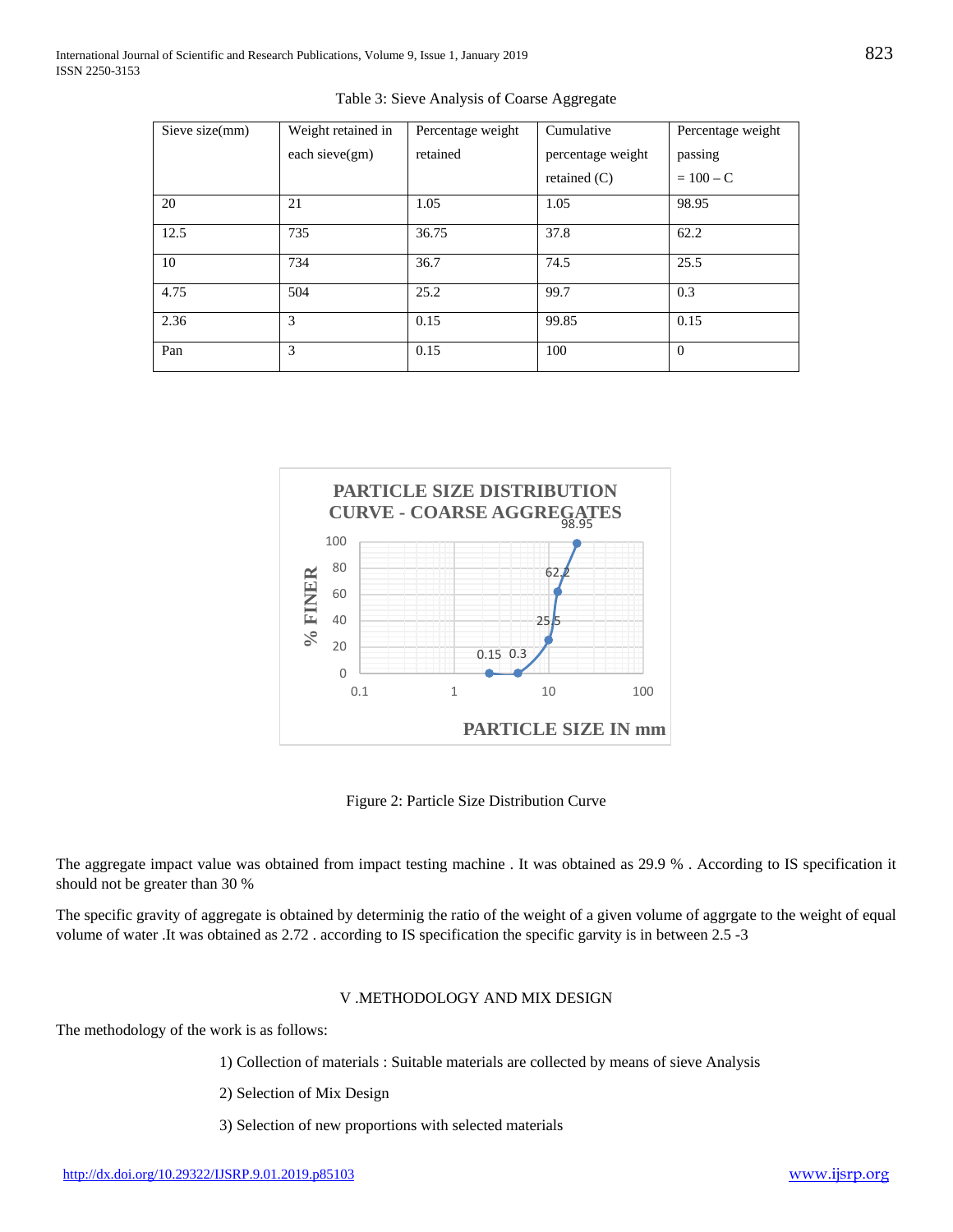Table 3: Sieve Analysis of Coarse Aggregate

| Sieve size(mm) | Weight retained in each sieve(gm) | Percentage weight retained | Cumulative percentage weight retained (C) | Percentage weight passing = 100 – C |
|---|---|---|---|---|
| 20 | 21 | 1.05 | 1.05 | 98.95 |
| 12.5 | 735 | 36.75 | 37.8 | 62.2 |
| 10 | 734 | 36.7 | 74.5 | 25.5 |
| 4.75 | 504 | 25.2 | 99.7 | 0.3 |
| 2.36 | 3 | 0.15 | 99.85 | 0.15 |
| Pan | 3 | 0.15 | 100 | 0 |

Figure 2: Particle Size Distribution Curve

The aggregate impact value was obtained from impact testing machine . It was obtained as 29.9 % . According to IS specification it should not be greater than 30 %

The specific gravity of aggregate is obtained by determinig the ratio of the weight of a given volume of aggrgate to the weight of equal volume of water .It was obtained as 2.72 . according to IS specification the specific garvity is in between 2.5 -3

## V .METHODOLOGY AND MIX DESIGN

The methodology of the work is as follows:

1) Collection of materials : Suitable materials are collected by means of sieve Analysis
2) Selection of Mix Design
3) Selection of new proportions with selected materials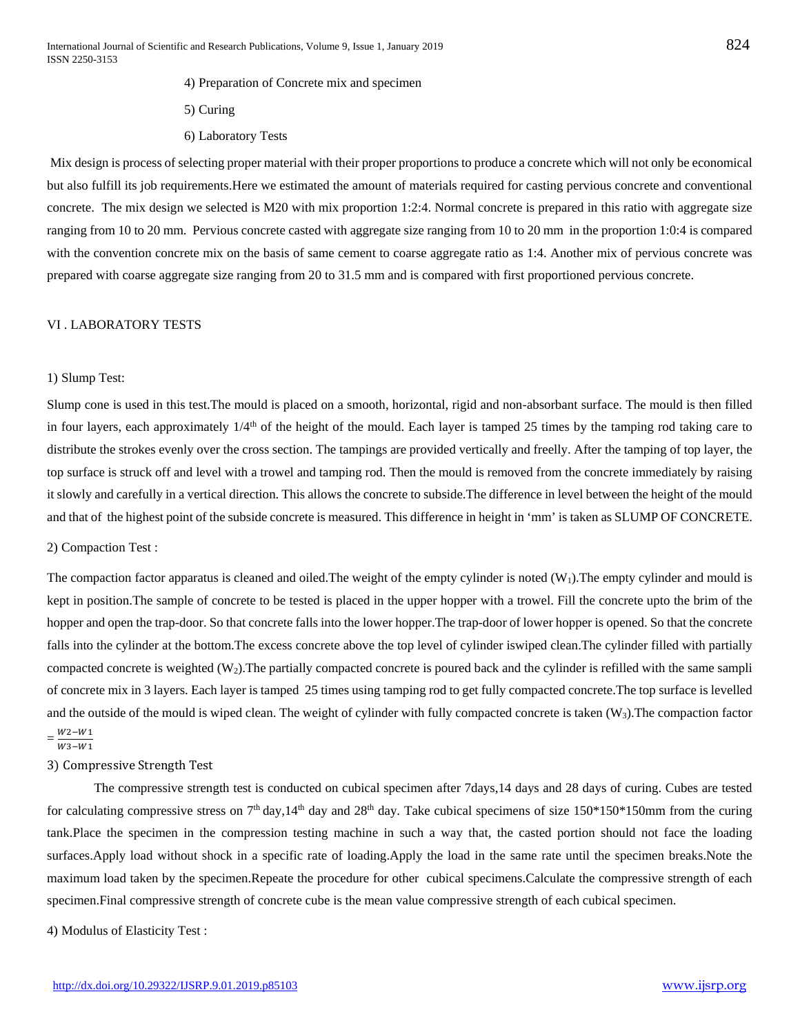4) Preparation of Concrete mix and specimen

5) Curing

6) Laboratory Tests

Mix design is process of selecting proper material with their proper proportions to produce a concrete which will not only be economical but also fulfill its job requirements.Here we estimated the amount of materials required for casting pervious concrete and conventional concrete. The mix design we selected is M20 with mix proportion 1:2:4. Normal concrete is prepared in this ratio with aggregate size ranging from 10 to 20 mm. Pervious concrete casted with aggregate size ranging from 10 to 20 mm in the proportion 1:0:4 is compared with the convention concrete mix on the basis of same cement to coarse aggregate ratio as 1:4. Another mix of pervious concrete was prepared with coarse aggregate size ranging from 20 to 31.5 mm and is compared with first proportioned pervious concrete.

## VI . LABORATORY TESTS

### 1) Slump Test:

Slump cone is used in this test.The mould is placed on a smooth, horizontal, rigid and non-absorbant surface. The mould is then filled in four layers, each approximately 1/4$^{th}$ of the height of the mould. Each layer is tamped 25 times by the tamping rod taking care to distribute the strokes evenly over the cross section. The tampings are provided vertically and freelly. After the tamping of top layer, the top surface is struck off and level with a trowel and tamping rod. Then the mould is removed from the concrete immediately by raising it slowly and carefully in a vertical direction. This allows the concrete to subside.The difference in level between the height of the mould and that of the highest point of the subside concrete is measured. This difference in height in 'mm' is taken as SLUMP OF CONCRETE.

### 2) Compaction Test :

The compaction factor apparatus is cleaned and oiled.The weight of the empty cylinder is noted ($W_1$).The empty cylinder and mould is kept in position.The sample of concrete to be tested is placed in the upper hopper with a trowel. Fill the concrete upto the brim of the hopper and open the trap-door. So that concrete falls into the lower hopper.The trap-door of lower hopper is opened. So that the concrete falls into the cylinder at the bottom.The excess concrete above the top level of cylinder iswiped clean.The cylinder filled with partially compacted concrete is weighted ($W_2$).The partially compacted concrete is poured back and the cylinder is refilled with the same sampli of concrete mix in 3 layers. Each layer is tamped 25 times using tamping rod to get fully compacted concrete.The top surface is levelled and the outside of the mould is wiped clean. The weight of cylinder with fully compacted concrete is taken ($W_3$).The compaction factor $= \frac{W2-W1}{W3-W1}$

### 3) Compressive Strength Test

The compressive strength test is conducted on cubical specimen after 7days,14 days and 28 days of curing. Cubes are tested for calculating compressive stress on 7$^{th}$ day,14$^{th}$ day and 28$^{th}$ day. Take cubical specimens of size 150*150*150mm from the curing tank.Place the specimen in the compression testing machine in such a way that, the casted portion should not face the loading surfaces.Apply load without shock in a specific rate of loading.Apply the load in the same rate until the specimen breaks.Note the maximum load taken by the specimen.Repeate the procedure for other cubical specimens.Calculate the compressive strength of each specimen.Final compressive strength of concrete cube is the mean value compressive strength of each cubical specimen.

### 4) Modulus of Elasticity Test :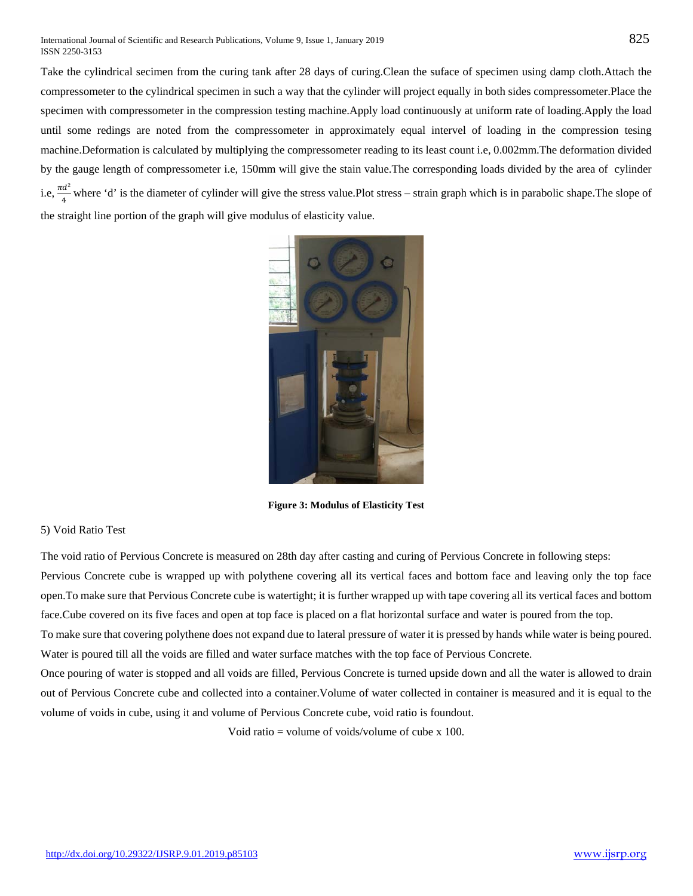Take the cylindrical secimen from the curing tank after 28 days of curing.Clean the suface of specimen using damp cloth.Attach the compressometer to the cylindrical specimen in such a way that the cylinder will project equally in both sides compressometer.Place the specimen with compressometer in the compression testing machine.Apply load continuously at uniform rate of loading.Apply the load until some redings are noted from the compressometer in approximately equal intervel of loading in the compression tesing machine.Deformation is calculated by multiplying the compressometer reading to its least count i.e, 0.002mm.The deformation divided by the gauge length of compressometer i.e, 150mm will give the stain value.The corresponding loads divided by the area of cylinder i.e, $\frac{\pi d^2}{4}$ where 'd' is the diameter of cylinder will give the stress value.Plot stress – strain graph which is in parabolic shape.The slope of the straight line portion of the graph will give modulus of elasticity value.

**Figure 3: Modulus of Elasticity Test**

5) Void Ratio Test

The void ratio of Pervious Concrete is measured on 28th day after casting and curing of Pervious Concrete in following steps:

Pervious Concrete cube is wrapped up with polythene covering all its vertical faces and bottom face and leaving only the top face open.To make sure that Pervious Concrete cube is watertight; it is further wrapped up with tape covering all its vertical faces and bottom face.Cube covered on its five faces and open at top face is placed on a flat horizontal surface and water is poured from the top.

To make sure that covering polythene does not expand due to lateral pressure of water it is pressed by hands while water is being poured. Water is poured till all the voids are filled and water surface matches with the top face of Pervious Concrete.

Once pouring of water is stopped and all voids are filled, Pervious Concrete is turned upside down and all the water is allowed to drain out of Pervious Concrete cube and collected into a container.Volume of water collected in container is measured and it is equal to the volume of voids in cube, using it and volume of Pervious Concrete cube, void ratio is foundout.

Void ratio = volume of voids/volume of cube x 100.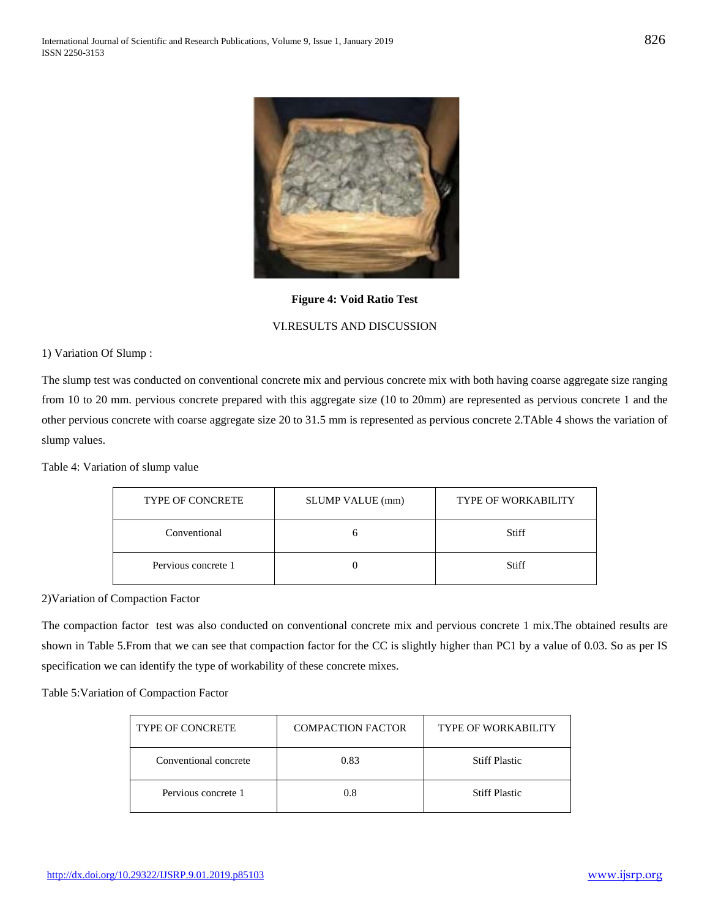**Figure 4: Void Ratio Test**

## VI.RESULTS AND DISCUSSION

1) Variation Of Slump :

The slump test was conducted on conventional concrete mix and pervious concrete mix with both having coarse aggregate size ranging from 10 to 20 mm. pervious concrete prepared with this aggregate size (10 to 20mm) are represented as pervious concrete 1 and the other pervious concrete with coarse aggregate size 20 to 31.5 mm is represented as pervious concrete 2.TAble 4 shows the variation of slump values.

Table 4: Variation of slump value

| TYPE OF CONCRETE | SLUMP VALUE (mm) | TYPE OF WORKABILITY |
| --- | --- | --- |
| Conventional | 6 | Stiff |
| Pervious concrete 1 | 0 | Stiff |

2)Variation of Compaction Factor

The compaction factor test was also conducted on conventional concrete mix and pervious concrete 1 mix.The obtained results are shown in Table 5.From that we can see that compaction factor for the CC is slightly higher than PC1 by a value of 0.03. So as per IS specification we can identify the type of workability of these concrete mixes.

Table 5:Variation of Compaction Factor

| TYPE OF CONCRETE | COMPACTION FACTOR | TYPE OF WORKABILITY |
| --- | --- | --- |
| Conventional concrete | 0.83 | Stiff Plastic |
| Pervious concrete 1 | 0.8 | Stiff Plastic |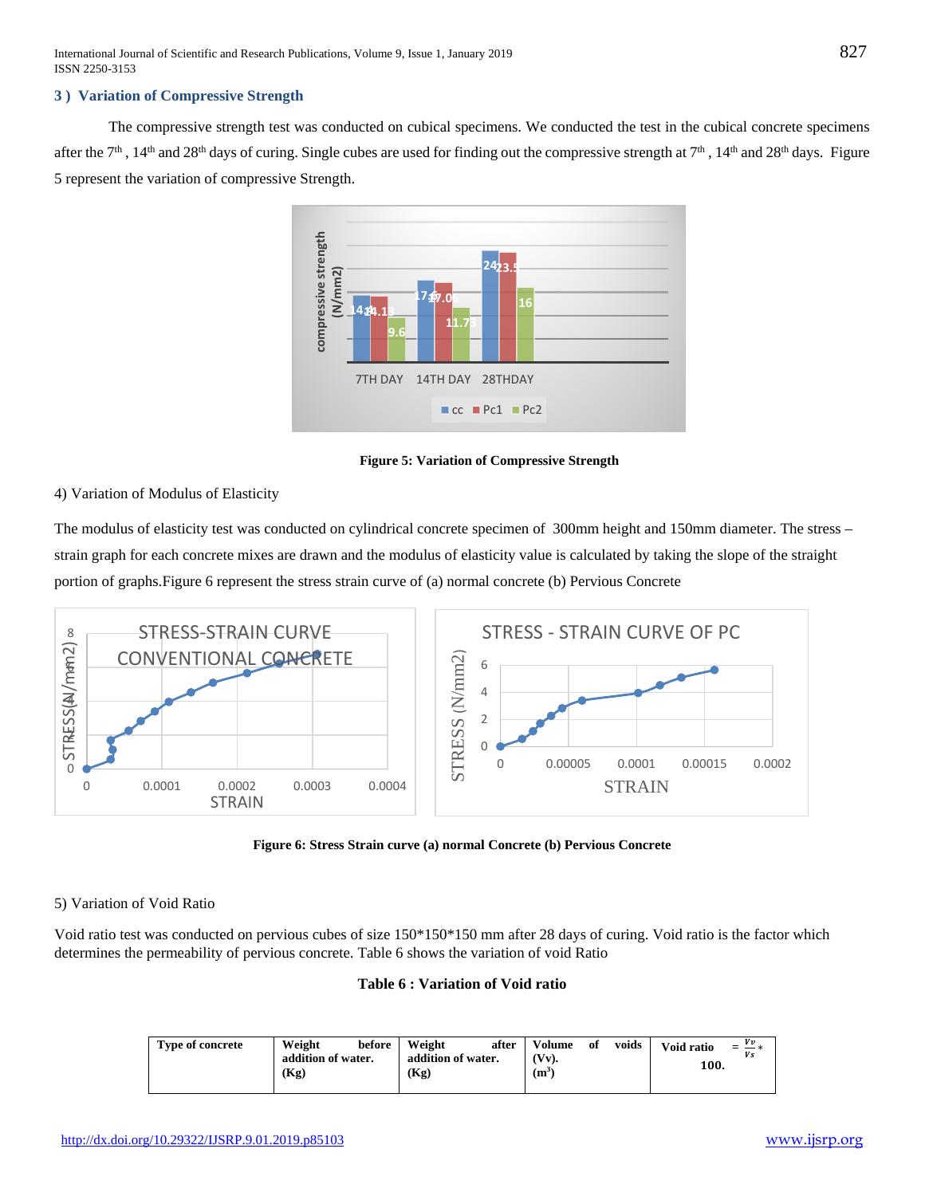### 3 ) Variation of Compressive Strength

The compressive strength test was conducted on cubical specimens. We conducted the test in the cubical concrete specimens after the 7th , 14th and 28th days of curing. Single cubes are used for finding out the compressive strength at 7th , 14th and 28th days. Figure 5 represent the variation of compressive Strength.

**Figure 5: Variation of Compressive Strength**

4) Variation of Modulus of Elasticity

The modulus of elasticity test was conducted on cylindrical concrete specimen of 300mm height and 150mm diameter. The stress – strain graph for each concrete mixes are drawn and the modulus of elasticity value is calculated by taking the slope of the straight portion of graphs.Figure 6 represent the stress strain curve of (a) normal concrete (b) Pervious Concrete

**Figure 6: Stress Strain curve (a) normal Concrete (b) Pervious Concrete**

5) Variation of Void Ratio

Void ratio test was conducted on pervious cubes of size 150*150*150 mm after 28 days of curing. Void ratio is the factor which determines the permeability of pervious concrete. Table 6 shows the variation of void Ratio

**Table 6 : Variation of Void ratio**

| Type of concrete | Weight before addition of water. (Kg) | Weight after addition of water. (Kg) | Volume of voids (Vv). ($m^3$) | Void ratio $= \frac{Vv}{Vs} * 100$. |
|---|---|---|---|---|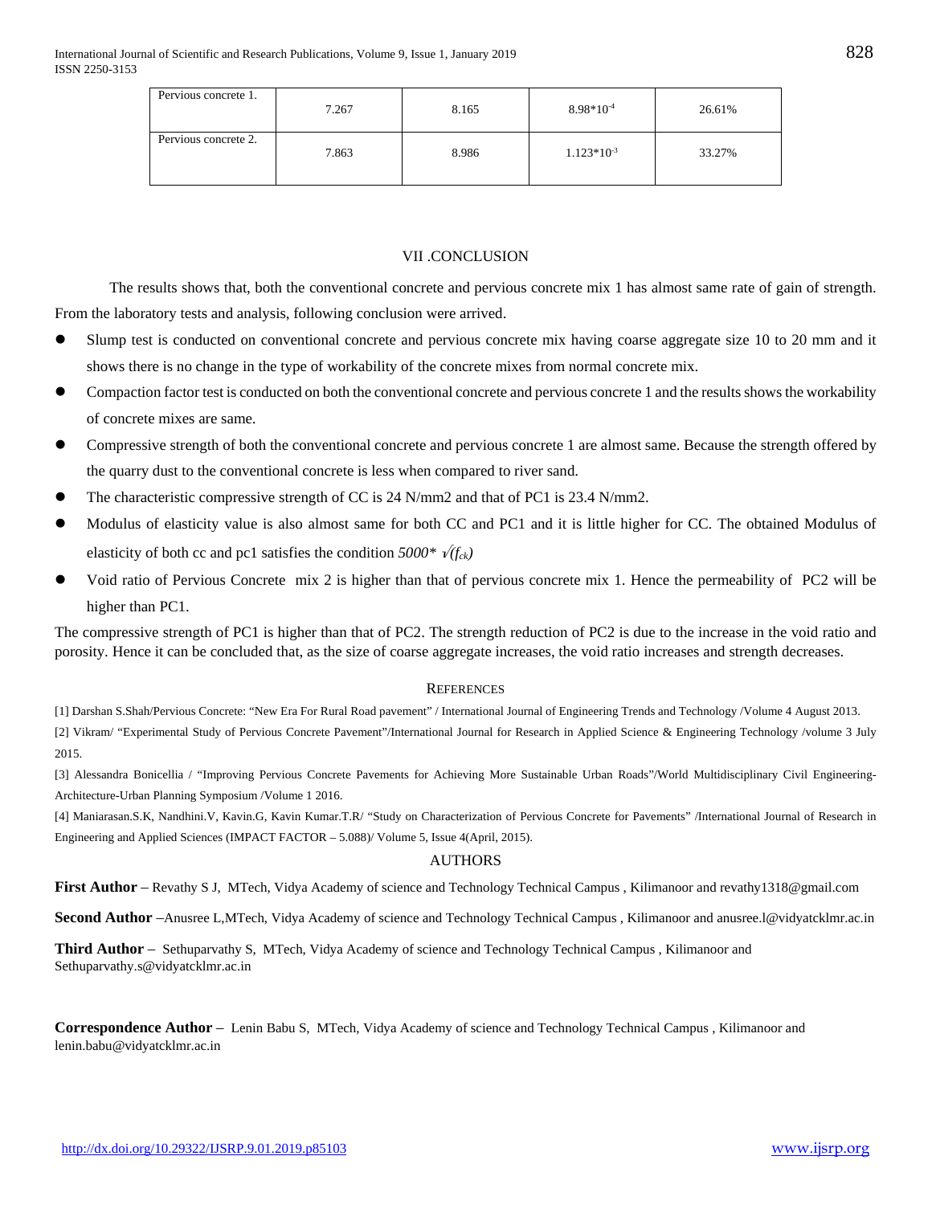| Pervious concrete 1. | 7.267 | 8.165 | $8.98*10^{-4}$ | 26.61% |
|---|---|---|---|---|
| Pervious concrete 2. | 7.863 | 8.986 | $1.123*10^{-3}$ | 33.27% |

## VII .CONCLUSION

The results shows that, both the conventional concrete and pervious concrete mix 1 has almost same rate of gain of strength. From the laboratory tests and analysis, following conclusion were arrived.

- Slump test is conducted on conventional concrete and pervious concrete mix having coarse aggregate size 10 to 20 mm and it shows there is no change in the type of workability of the concrete mixes from normal concrete mix.
- Compaction factor test is conducted on both the conventional concrete and pervious concrete 1 and the results shows the workability of concrete mixes are same.
- Compressive strength of both the conventional concrete and pervious concrete 1 are almost same. Because the strength offered by the quarry dust to the conventional concrete is less when compared to river sand.
- The characteristic compressive strength of CC is 24 N/mm2 and that of PC1 is 23.4 N/mm2.
- Modulus of elasticity value is also almost same for both CC and PC1 and it is little higher for CC. The obtained Modulus of elasticity of both cc and pc1 satisfies the condition $5000* \sqrt{(f_{ck})}$
- Void ratio of Pervious Concrete mix 2 is higher than that of pervious concrete mix 1. Hence the permeability of PC2 will be higher than PC1.

The compressive strength of PC1 is higher than that of PC2. The strength reduction of PC2 is due to the increase in the void ratio and porosity. Hence it can be concluded that, as the size of coarse aggregate increases, the void ratio increases and strength decreases.

## REFERENCES

[1] Darshan S.Shah/Pervious Concrete: "New Era For Rural Road pavement" / International Journal of Engineering Trends and Technology /Volume 4 August 2013.

[2] Vikram/ "Experimental Study of Pervious Concrete Pavement"/International Journal for Research in Applied Science & Engineering Technology /volume 3 July 2015.

[3] Alessandra Bonicellia / "Improving Pervious Concrete Pavements for Achieving More Sustainable Urban Roads"/World Multidisciplinary Civil Engineering-Architecture-Urban Planning Symposium /Volume 1 2016.

[4] Maniarasan.S.K, Nandhini.V, Kavin.G, Kavin Kumar.T.R/ "Study on Characterization of Pervious Concrete for Pavements" /International Journal of Research in Engineering and Applied Sciences (IMPACT FACTOR – 5.088)/ Volume 5, Issue 4(April, 2015).

## AUTHORS

**First Author** – Revathy S J, MTech, Vidya Academy of science and Technology Technical Campus , Kilimanoor and revathy1318@gmail.com

**Second Author** –Anusree L,MTech, Vidya Academy of science and Technology Technical Campus , Kilimanoor and anusree.l@vidyatcklmr.ac.in

**Third Author** – Sethuparvathy S, MTech, Vidya Academy of science and Technology Technical Campus , Kilimanoor and Sethuparvathy.s@vidyatcklmr.ac.in

**Correspondence Author** – Lenin Babu S, MTech, Vidya Academy of science and Technology Technical Campus , Kilimanoor and lenin.babu@vidyatcklmr.ac.in